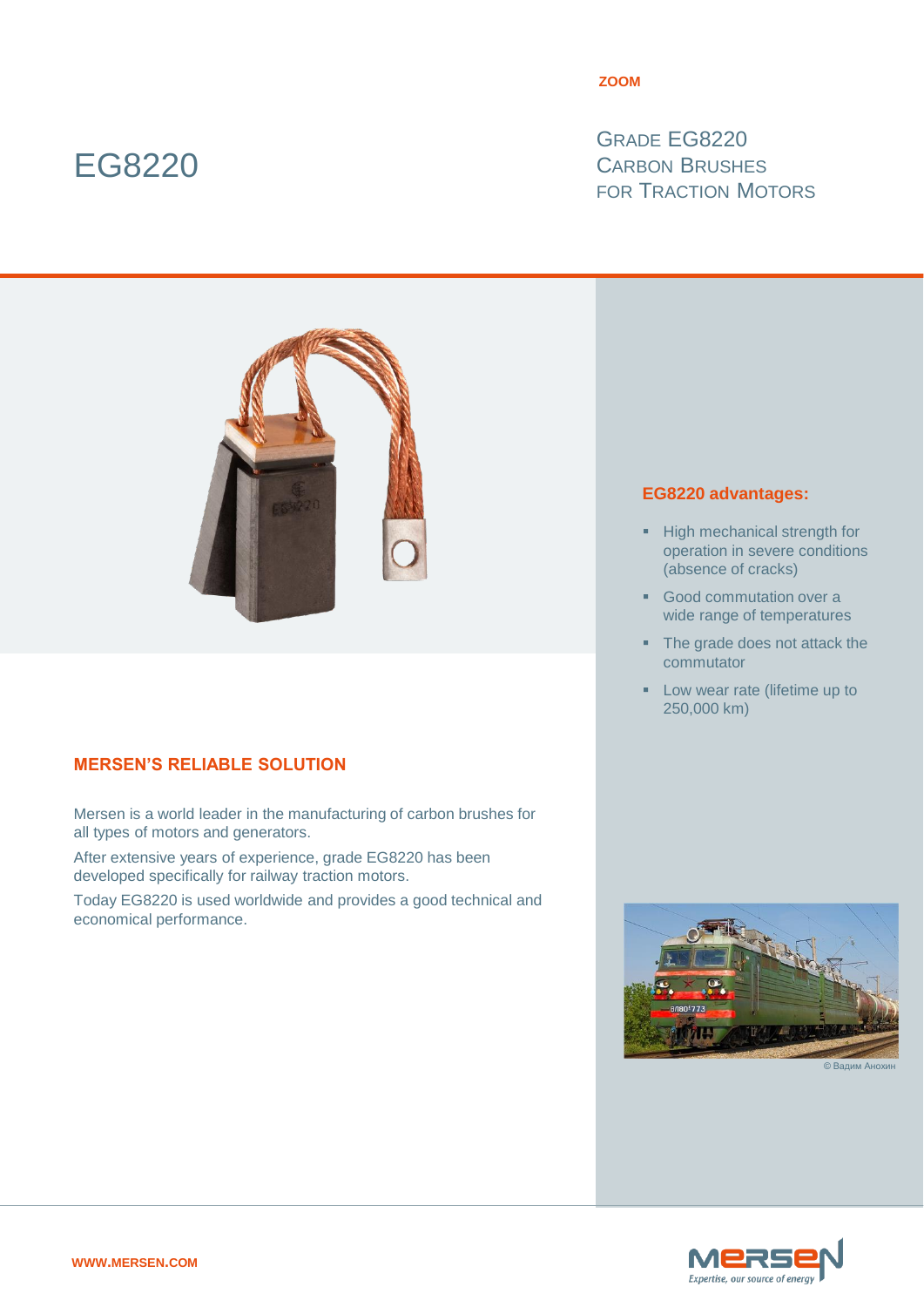ZOOM

# EG8220

## Grade EG8220 Carbon Brushes for Traction Motors

### EG8220 advantages:

- High mechanical strength for operation in severe conditions (absence of cracks)
- Good commutation over a wide range of temperatures
- The grade does not attack the commutator
- Low wear rate (lifetime up to 250,000 km)

### MERSEN'S RELIABLE SOLUTION

Mersen is a world leader in the manufacturing of carbon brushes for all types of motors and generators.

After extensive years of experience, grade EG8220 has been developed specifically for railway traction motors.

Today EG8220 is used worldwide and provides a good technical and economical performance.

© Вадим Анохин

WWW.MERSEN.COM

Expertise, our source of energy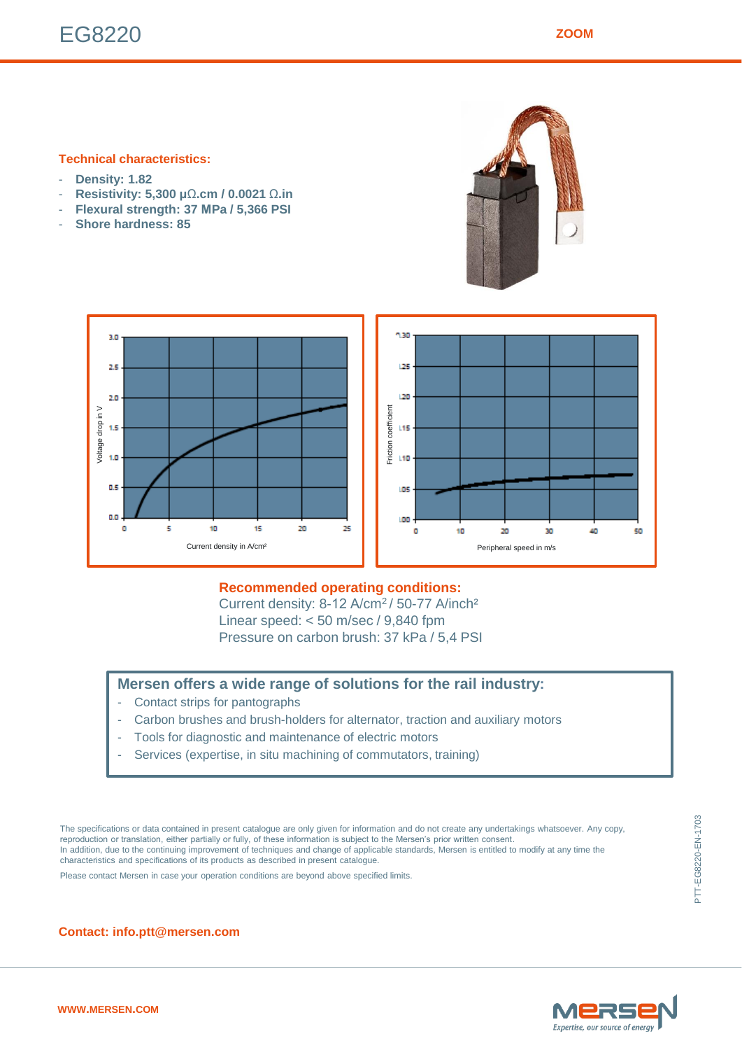# EG8220

ZOOM

**Technical characteristics:**

- **Density: 1.82**
- **Resistivity: 5,300 µΩ.cm / 0.0021 Ω.in**
- **Flexural strength: 37 MPa / 5,366 PSI**
- **Shore hardness: 85**

Voltage drop in V

3.0
2.5
2.0
1.5
1.0
0.5
0.0

0 5 10 15 20 25

Current density in A/cm²

Friction coefficient

1.30
1.25
1.20
1.15
1.10
1.05
1.00

0 10 20 30 40 50

Peripheral speed in m/s

**Recommended operating conditions:**

Current density: 8-12 A/cm² / 50-77 A/inch²
Linear speed: < 50 m/sec / 9,840 fpm
Pressure on carbon brush: 37 kPa / 5,4 PSI

**Mersen offers a wide range of solutions for the rail industry:**

- Contact strips for pantographs
- Carbon brushes and brush-holders for alternator, traction and auxiliary motors
- Tools for diagnostic and maintenance of electric motors
- Services (expertise, in situ machining of commutators, training)

The specifications or data contained in present catalogue are only given for information and do not create any undertakings whatsoever. Any copy, reproduction or translation, either partially or fully, of these information is subject to the Mersen's prior written consent.
In addition, due to the continuing improvement of techniques and change of applicable standards, Mersen is entitled to modify at any time the characteristics and specifications of its products as described in present catalogue.

Please contact Mersen in case your operation conditions are beyond above specified limits.

PTT-EG8220-EN-1703

**Contact: info.ptt@mersen.com**

WWW.MERSEN.COM

MERSEN — Expertise, our source of energy